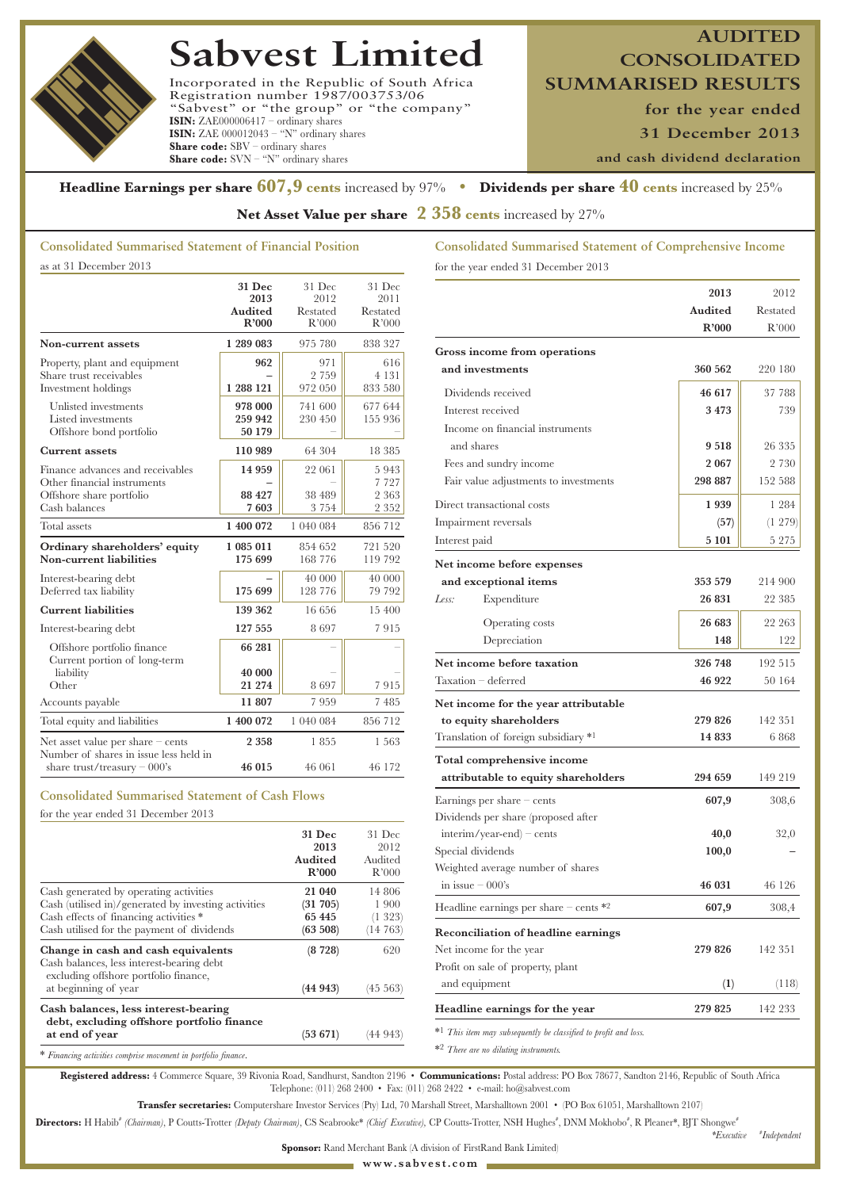# Sabvest Limited

Incorporated in the Republic of South Africa
Registration number 1987/003753/06
"Sabvest" or "the group" or "the company"
**ISIN:** ZAE000006417 – ordinary shares
**ISIN:** ZAE 000012043 – "N" ordinary shares
**Share code:** SBV – ordinary shares
**Share code:** SVN – "N" ordinary shares

## AUDITED CONSOLIDATED SUMMARISED RESULTS

**for the year ended 31 December 2013**

**and cash dividend declaration**

**Headline Earnings per share 607,9 cents** increased by 97% • **Dividends per share 40 cents** increased by 25%

**Net Asset Value per share 2 358 cents** increased by 27%

### Consolidated Summarised Statement of Financial Position

as at 31 December 2013

| | 31 Dec 2013 Audited R'000 | 31 Dec 2012 Restated R'000 | 31 Dec 2011 Restated R'000 |
|---|---|---|---|
| **Non-current assets** | **1 289 083** | 975 780 | 838 327 |
| Property, plant and equipment | **962** | 971 | 616 |
| Share trust receivables | **–** | 2 759 | 4 131 |
| Investment holdings | **1 288 121** | 972 050 | 833 580 |
| Unlisted investments | **978 000** | 741 600 | 677 644 |
| Listed investments | **259 942** | 230 450 | 155 936 |
| Offshore bond portfolio | **50 179** | – | – |
| **Current assets** | **110 989** | 64 304 | 18 385 |
| Finance advances and receivables | **14 959** | 22 061 | 5 943 |
| Other financial instruments | **–** | – | 7 727 |
| Offshore share portfolio | **88 427** | 38 489 | 2 363 |
| Cash balances | **7 603** | 3 754 | 2 352 |
| Total assets | **1 400 072** | 1 040 084 | 856 712 |
| **Ordinary shareholders' equity** | **1 085 011** | 854 652 | 721 520 |
| **Non-current liabilities** | **175 699** | 168 776 | 119 792 |
| Interest-bearing debt | **–** | 40 000 | 40 000 |
| Deferred tax liability | **175 699** | 128 776 | 79 792 |
| **Current liabilities** | **139 362** | 16 656 | 15 400 |
| Interest-bearing debt | **127 555** | 8 697 | 7 915 |
| Offshore portfolio finance | **66 281** | – | – |
| Current portion of long-term liability | **40 000** | – | – |
| Other | **21 274** | 8 697 | 7 915 |
| Accounts payable | **11 807** | 7 959 | 7 485 |
| Total equity and liabilities | **1 400 072** | 1 040 084 | 856 712 |
| Net asset value per share – cents | **2 358** | 1 855 | 1 563 |
| Number of shares in issue less held in share trust/treasury – 000's | **46 015** | 46 061 | 46 172 |

### Consolidated Summarised Statement of Cash Flows

for the year ended 31 December 2013

| | 31 Dec 2013 Audited R'000 | 31 Dec 2012 Audited R'000 |
|---|---|---|
| Cash generated by operating activities | **21 040** | 14 806 |
| Cash (utilised in)/generated by investing activities | **(31 705)** | 1 900 |
| Cash effects of financing activities * | **65 445** | (1 323) |
| Cash utilised for the payment of dividends | **(63 508)** | (14 763) |
| **Change in cash and cash equivalents** | **(8 728)** | 620 |
| Cash balances, less interest-bearing debt excluding offshore portfolio finance, at beginning of year | **(44 943)** | (45 563) |
| **Cash balances, less interest-bearing debt, excluding offshore portfolio finance at end of year** | **(53 671)** | (44 943) |

\* *Financing activities comprise movement in portfolio finance.*

### Consolidated Summarised Statement of Comprehensive Income

for the year ended 31 December 2013

| | 2013 Audited R'000 | 2012 Restated R'000 |
|---|---|---|
| **Gross income from operations and investments** | **360 562** | 220 180 |
| Dividends received | **46 617** | 37 788 |
| Interest received | **3 473** | 739 |
| Income on financial instruments and shares | **9 518** | 26 335 |
| Fees and sundry income | **2 067** | 2 730 |
| Fair value adjustments to investments | **298 887** | 152 588 |
| Direct transactional costs | **1 939** | 1 284 |
| Impairment reversals | **(57)** | (1 279) |
| Interest paid | **5 101** | 5 275 |
| **Net income before expenses and exceptional items** | **353 579** | 214 900 |
| *Less:* Expenditure | **26 831** | 22 385 |
| Operating costs | **26 683** | 22 263 |
| Depreciation | **148** | 122 |
| **Net income before taxation** | **326 748** | 192 515 |
| Taxation – deferred | **46 922** | 50 164 |
| **Net income for the year attributable to equity shareholders** | **279 826** | 142 351 |
| Translation of foreign subsidiary *1 | **14 833** | 6 868 |
| **Total comprehensive income attributable to equity shareholders** | **294 659** | 149 219 |
| Earnings per share – cents | **607,9** | 308,6 |
| Dividends per share (proposed after interim/year-end) – cents | **40,0** | 32,0 |
| Special dividends | **100,0** | – |
| Weighted average number of shares in issue – 000's | **46 031** | 46 126 |
| Headline earnings per share – cents *2 | **607,9** | 308,4 |
| **Reconciliation of headline earnings** | | |
| Net income for the year | **279 826** | 142 351 |
| Profit on sale of property, plant and equipment | **(1)** | (118) |
| **Headline earnings for the year** | **279 825** | 142 233 |

*1 *This item may subsequently be classified to profit and loss.*

*2 *There are no diluting instruments.*

**Registered address:** 4 Commerce Square, 39 Rivonia Road, Sandhurst, Sandton 2196 • **Communications:** Postal address: PO Box 78677, Sandton 2146, Republic of South Africa
Telephone: (011) 268 2400 • Fax: (011) 268 2422 • e-mail: ho@sabvest.com

**Transfer secretaries:** Computershare Investor Services (Pty) Ltd, 70 Marshall Street, Marshalltown 2001 • (PO Box 61051, Marshalltown 2107)

**Directors:** H Habib# *(Chairman)*, P Coutts-Trotter *(Deputy Chairman)*, CS Seabrooke* *(Chief Executive)*, CP Coutts-Trotter, NSH Hughes#, DNM Mokhobo#, R Pleaner*, BJT Shongwe#

*\*Executive #Independent*

**Sponsor:** Rand Merchant Bank (A division of FirstRand Bank Limited)

www.sabvest.com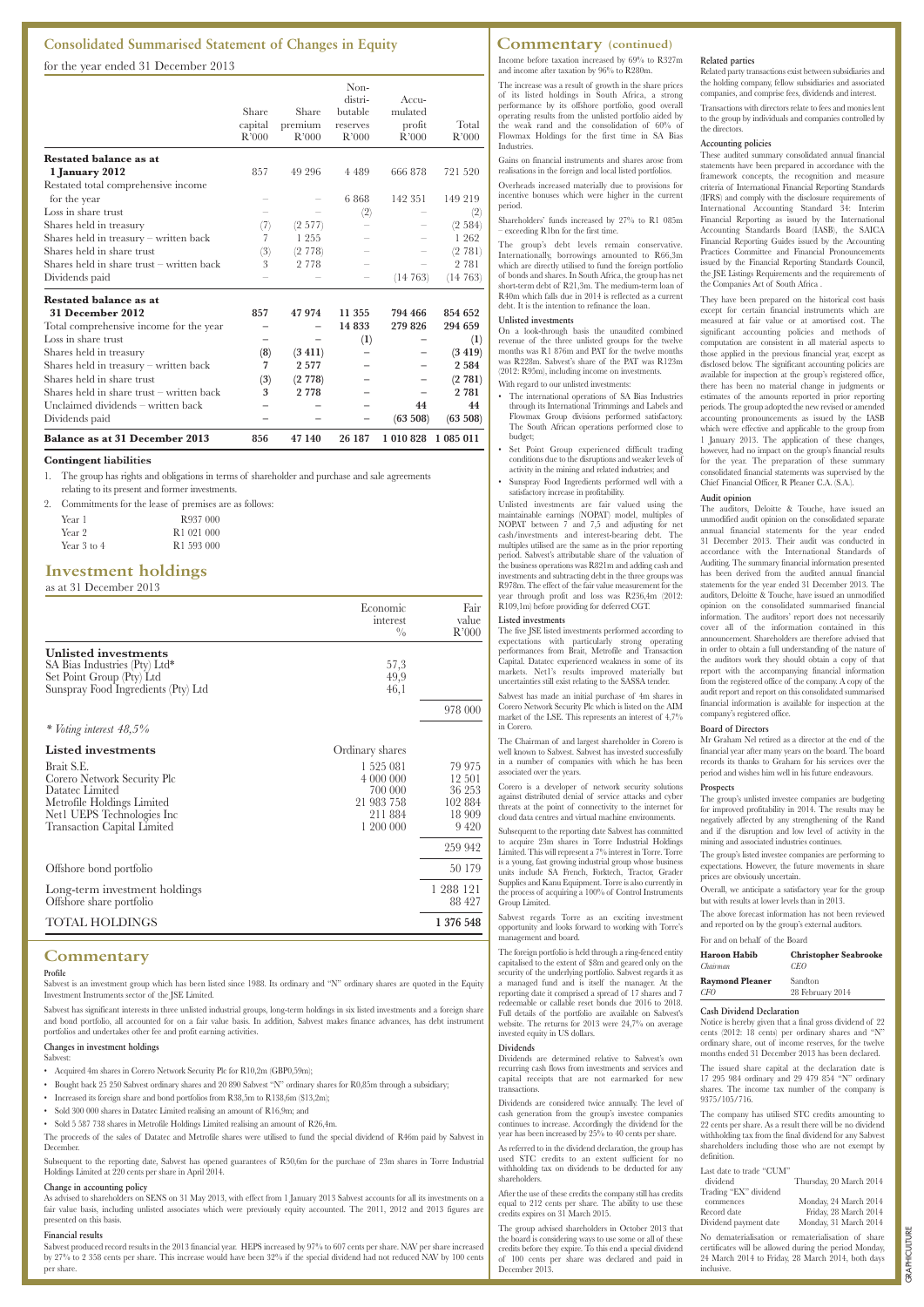## Consolidated Summarised Statement of Changes in Equity

for the year ended 31 December 2013

| | Share capital R'000 | Share premium R'000 | Non-distri-butable reserves R'000 | Accu-mulated profit R'000 | Total R'000 |
|---|---|---|---|---|---|
| **Restated balance as at 1 January 2012** | 857 | 49 296 | 4 489 | 666 878 | 721 520 |
| Restated total comprehensive income for the year | – | – | 6 868 | 142 351 | 149 219 |
| Loss in share trust | – | – | (2) | – | (2) |
| Shares held in treasury | (7) | (2 577) | – | – | (2 584) |
| Shares held in treasury – written back | 7 | 1 255 | – | – | 1 262 |
| Shares held in share trust | (3) | (2 778) | – | – | (2 781) |
| Shares held in share trust – written back | 3 | 2 778 | – | – | 2 781 |
| Dividends paid | – | – | – | (14 763) | (14 763) |
| **Restated balance as at 31 December 2012** | **857** | **47 974** | **11 355** | **794 466** | **854 652** |
| Total comprehensive income for the year | – | – | **14 833** | **279 826** | **294 659** |
| Loss in share trust | – | – | **(1)** | – | **(1)** |
| Shares held in treasury | **(8)** | **(3 411)** | – | – | **(3 419)** |
| Shares held in treasury – written back | **7** | **2 577** | – | – | **2 584** |
| Shares held in share trust | **(3)** | **(2 778)** | – | – | **(2 781)** |
| Shares held in share trust – written back | **3** | **2 778** | – | – | **2 781** |
| Unclaimed dividends – written back | – | – | – | **44** | **44** |
| Dividends paid | – | – | – | **(63 508)** | **(63 508)** |
| **Balance as at 31 December 2013** | **856** | **47 140** | **26 187** | **1 010 828** | **1 085 011** |

**Contingent liabilities**

1. The group has rights and obligations in terms of shareholder and purchase and sale agreements relating to its present and former investments.
2. Commitments for the lease of premises are as follows:

| | |
|---|---|
| Year 1 | R937 000 |
| Year 2 | R1 021 000 |
| Year 3 to 4 | R1 593 000 |

# Investment holdings

as at 31 December 2013

| | Economic interest % | Fair value R'000 |
|---|---|---|
| **Unlisted investments** | | |
| SA Bias Industries (Pty) Ltd* | 57,3 | |
| Set Point Group (Pty) Ltd | 49,9 | |
| Sunspray Food Ingredients (Pty) Ltd | 46,1 | |
| | | 978 000 |
| *\* Voting interest 48,5%* | | |
| **Listed investments** | Ordinary shares | |
| Brait S.E. | 1 525 081 | 79 975 |
| Corero Network Security Plc | 4 000 000 | 12 501 |
| Datatec Limited | 700 000 | 36 253 |
| Metrofile Holdings Limited | 21 983 758 | 102 884 |
| Net1 UEPS Technologies Inc | 211 884 | 18 909 |
| Transaction Capital Limited | 1 200 000 | 9 420 |
| | | 259 942 |
| Offshore bond portfolio | | 50 179 |
| Long-term investment holdings | | 1 288 121 |
| Offshore share portfolio | | 88 427 |
| TOTAL HOLDINGS | | **1 376 548** |

# Commentary

### Profile

Sabvest is an investment group which has been listed since 1988. Its ordinary and "N" ordinary shares are quoted in the Equity Investment Instruments sector of the JSE Limited.

Sabvest has significant interests in three unlisted industrial groups, long-term holdings in six listed investments and a foreign share and bond portfolio, all accounted for on a fair value basis. In addition, Sabvest makes finance advances, has debt instrument portfolios and undertakes other fee and profit earning activities.

### Changes in investment holdings

Sabvest:

- Acquired 4m shares in Corero Network Security Plc for R10,2m (GBP0,59m);
- Bought back 25 250 Sabvest ordinary shares and 20 890 Sabvest "N" ordinary shares for R0,85m through a subsidiary;
- Increased its foreign share and bond portfolios from R38,5m to R138,6m ($13,2m);
- Sold 300 000 shares in Datatec Limited realising an amount of R16,9m; and
- Sold 5 587 738 shares in Metrofile Holdings Limited realising an amount of R26,4m.

The proceeds of the sales of Datatec and Metrofile shares were utilised to fund the special dividend of R46m paid by Sabvest in December.

Subsequent to the reporting date, Sabvest has opened guarantees of R50,6m for the purchase of 23m shares in Torre Industrial Holdings Limited at 220 cents per share in April 2014.

### Change in accounting policy

As advised to shareholders on SENS on 31 May 2013, with effect from 1 January 2013 Sabvest accounts for all its investments on a fair value basis, including unlisted associates which were previously equity accounted. The 2011, 2012 and 2013 figures are presented on this basis.

### Financial results

Sabvest produced record results in the 2013 financial year. HEPS increased by 97% to 607 cents per share. NAV per share increased by 27% to 2 358 cents per share. This increase would have been 32% if the special dividend had not reduced NAV by 100 cents per share.

## Commentary (continued)

Income before taxation increased by 69% to R327m and income after taxation by 96% to R280m.

The increase was a result of growth in the share prices of its listed holdings in South Africa, a strong performance by its offshore portfolio, good overall operating results from the unlisted portfolio aided by the weak rand and the consolidation of 60% of Flowmax Holdings for the first time in SA Bias Industries.

Gains on financial instruments and shares arose from realisations in the foreign and local listed portfolios.

Overheads increased materially due to provisions for incentive bonuses which were higher in the current period.

Shareholders' funds increased by 27% to R1 085m – exceeding R1bn for the first time.

The group's debt levels remain conservative. Internationally, borrowings amounted to R66,3m which are directly utilised to fund the foreign portfolio of bonds and shares. In South Africa, the group has net short-term debt of R21,3m. The medium-term loan of R40m which falls due in 2014 is reflected as a current debt. It is the intention to refinance the loan.

### Unlisted investments

On a look-through basis the unaudited combined revenue of the three unlisted groups for the twelve months was R1 876m and PAT for the twelve months was R228m. Sabvest's share of the PAT was R123m (2012: R95m), including income on investments.

With regard to our unlisted investments:

- The international operations of SA Bias Industries through its International Trimmings and Labels and Flowmax Group divisions performed satisfactory. The South African operations performed close to budget;
- Set Point Group experienced difficult trading conditions due to the disruptions and weaker levels of activity in the mining and related industries; and
- Sunspray Food Ingredients performed well with a satisfactory increase in profitability.

Unlisted investments are fair valued using the maintainable earnings (NOPAT) model, multiples of NOPAT between 7 and 7,5 and adjusting for net cash/investments and interest-bearing debt. The multiples utilised are the same as in the prior reporting period. Sabvest's attributable share of the valuation of the business operations was R821m and adding cash and investments and subtracting debt in the three groups was R978m. The effect of the fair value measurement for the year through profit and loss was R236,4m (2012: R109,1m) before providing for deferred CGT.

### Listed investments

The five JSE listed investments performed according to expectations with particularly strong operating performances from Brait, Metrofile and Transaction Capital. Datatec experienced weakness in some of its markets. Net1's results improved materially but uncertainties still exist relating to the SASSA tender.

Sabvest has made an initial purchase of 4m shares in Corero Network Security Plc which is listed on the AIM market of the LSE. This represents an interest of 4,7% in Corero.

The Chairman of and largest shareholder in Corero is well known to Sabvest. Sabvest has invested successfully in a number of companies with which he has been associated over the years.

Corero is a developer of network security solutions against distributed denial of service attacks and cyber threats at the point of connectivity to the internet for cloud data centres and virtual machine environments.

Subsequent to the reporting date Sabvest has committed to acquire 23m shares in Torre Industrial Holdings Limited. This will represent a 7% interest in Torre. Torre is a young, fast growing industrial group whose business units include SA French, Forktech, Tractor, Grader Supplies and Kanu Equipment. Torre is also currently in the process of acquiring a 100% of Control Instruments Group Limited.

Sabvest regards Torre as an exciting investment opportunity and looks forward to working with Torre's management and board.

The foreign portfolio is held through a ring-fenced entity capitalised to the extent of $8m and geared only on the security of the underlying portfolio. Sabvest regards it as a managed fund and is itself the manager. At the reporting date it comprised a spread of 17 shares and 7 redeemable or callable reset bonds due 2016 to 2018. Full details of the portfolio are available on Sabvest's website. The returns for 2013 were 24,7% on average invested equity in US dollars.

### Dividends

Dividends are determined relative to Sabvest's own recurring cash flows from investments and services and capital receipts that are not earmarked for new transactions.

Dividends are considered twice annually. The level of cash generation from the group's investee companies continues to increase. Accordingly the dividend for the year has been increased by 25% to 40 cents per share.

As referred to in the dividend declaration, the group has used STC credits to an extent sufficient for no withholding tax on dividends to be deducted for any shareholders.

After the use of these credits the company still has credits equal to 212 cents per share. The ability to use these credits expires on 31 March 2015.

The group advised shareholders in October 2013 that the board is considering ways to use some or all of these credits before they expire. To this end a special dividend of 100 cents per share was declared and paid in December 2013.

### Related parties

Related party transactions exist between subsidiaries and the holding company, fellow subsidiaries and associated companies, and comprise fees, dividends and interest.

Transactions with directors relate to fees and monies lent to the group by individuals and companies controlled by the directors.

### Accounting policies

These audited summary consolidated annual financial statements have been prepared in accordance with the framework concepts, the recognition and measure criteria of International Financial Reporting Standards (IFRS) and comply with the disclosure requirements of International Accounting Standard 34: Interim Financial Reporting as issued by the International Accounting Standards Board (IASB), the SAICA Financial Reporting Guides issued by the Accounting Practices Committee and Financial Pronouncements issued by the Financial Reporting Standards Council, the JSE Listings Requirements and the requirements of the Companies Act of South Africa .

They have been prepared on the historical cost basis except for certain financial instruments which are measured at fair value or at amortised cost. The significant accounting policies and methods of computation are consistent in all material aspects to those applied in the previous financial year, except as disclosed below. The significant accounting policies are available for inspection at the group's registered office, there has been no material change in judgments or estimates of the amounts reported in prior reporting periods. The group adopted the new revised or amended accounting pronouncements as issued by the IASB which were effective and applicable to the group from 1 January 2013. The application of these changes, however, had no impact on the group's financial results for the year. The preparation of these summary consolidated financial statements was supervised by the Chief Financial Officer, R Pleaner C.A. (S.A.).

### Audit opinion

The auditors, Deloitte & Touche, have issued an unmodified audit opinion on the consolidated separate annual financial statements for the year ended 31 December 2013. Their audit was conducted in accordance with the International Standards of Auditing. The summary financial information presented has been derived from the audited annual financial statements for the year ended 31 December 2013. The auditors, Deloitte & Touche, have issued an unmodified opinion on the consolidated summarised financial information. The auditors' report does not necessarily cover all of the information contained in this announcement. Shareholders are therefore advised that in order to obtain a full understanding of the nature of the auditors work they should obtain a copy of that report with the accompanying financial information from the registered office of the company. A copy of the audit report and report on this consolidated summarised financial information is available for inspection at the company's registered office.

### Board of Directors

Mr Graham Nel retired as a director at the end of the financial year after many years on the board. The board records its thanks to Graham for his services over the period and wishes him well in his future endeavours.

### Prospects

The group's unlisted investee companies are budgeting for improved profitability in 2014. The results may be negatively affected by any strengthening of the Rand and if the disruption and low level of activity in the mining and associated industries continues.

The group's listed investee companies are performing to expectations. However, the future movements in share prices are obviously uncertain.

Overall, we anticipate a satisfactory year for the group but with results at lower levels than in 2013.

The above forecast information has not been reviewed and reported on by the group's external auditors.

For and on behalf of the Board

| | |
|---|---|
| **Haroon Habib** | **Christopher Seabrooke** |
| *Chairman* | *CEO* |
| **Raymond Pleaner** | Sandton |
| *CFO* | 28 February 2014 |

### Cash Dividend Declaration

Notice is hereby given that a final gross dividend of 22 cents (2012: 18 cents) per ordinary shares and "N" ordinary share, out of income reserves, for the twelve months ended 31 December 2013 has been declared.

The issued share capital at the declaration date is 17 295 984 ordinary and 29 479 854 "N" ordinary shares. The income tax number of the company is 9375/105/716.

The company has utilised STC credits amounting to 22 cents per share. As a result there will be no dividend withholding tax from the final dividend for any Sabvest shareholders including those who are not exempt by definition.

| | |
|---|---|
| Last date to trade "CUM" dividend | Thursday, 20 March 2014 |
| Trading "EX" dividend commences | Monday, 24 March 2014 |
| Record date | Friday, 28 March 2014 |
| Dividend payment date | Monday, 31 March 2014 |

No dematerialisation or rematerialisation of share certificates will be allowed during the period Monday, 24 March 2014 to Friday, 28 March 2014, both days inclusive.